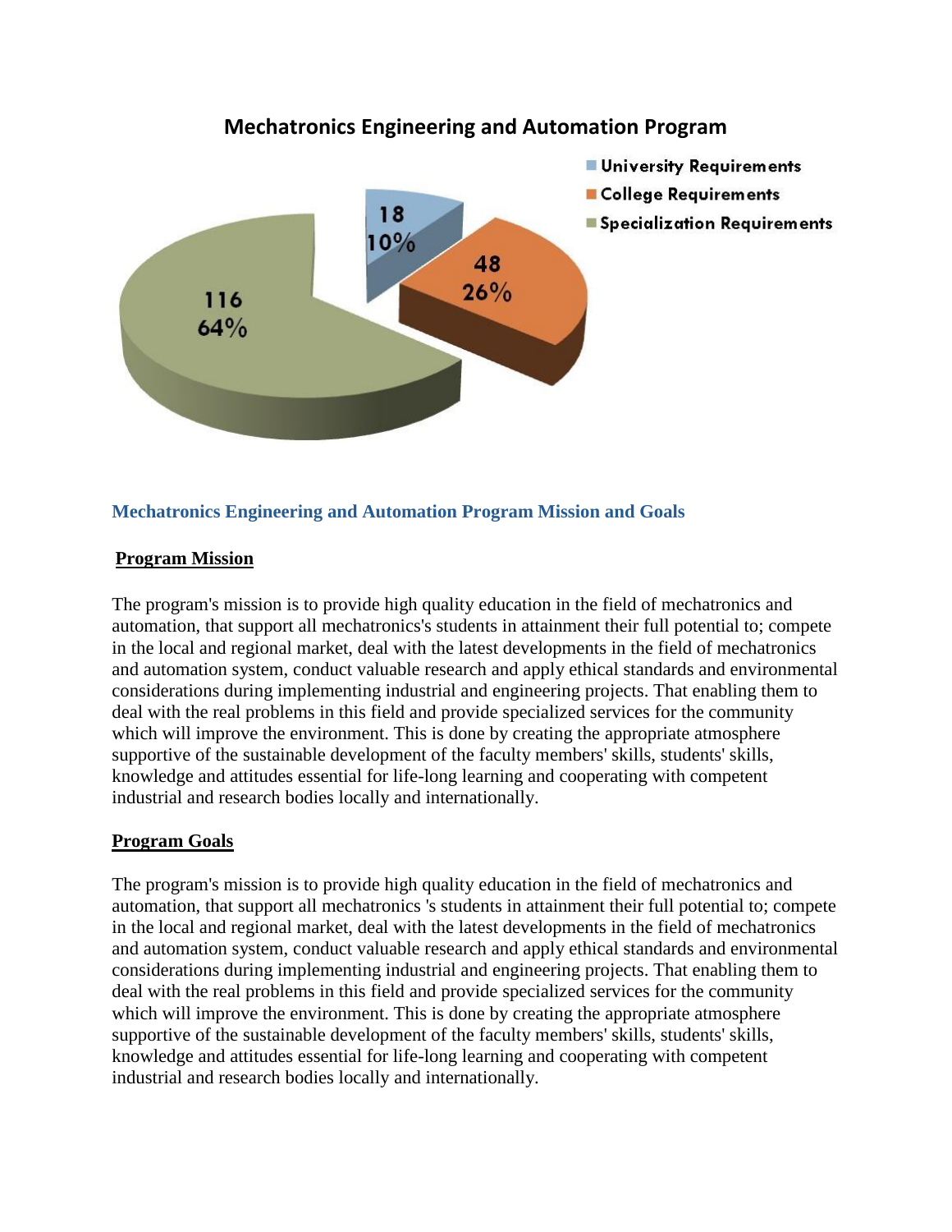## Mechatronics Engineering and Automation Program

- University Requirements: 18 (10%)
- College Requirements: 48 (26%)
- Specialization Requirements: 116 (64%)

## Mechatronics Engineering and Automation Program Mission and Goals

### Program Mission

The program's mission is to provide high quality education in the field of mechatronics and automation, that support all mechatronics's students in attainment their full potential to; compete in the local and regional market, deal with the latest developments in the field of mechatronics and automation system, conduct valuable research and apply ethical standards and environmental considerations during implementing industrial and engineering projects. That enabling them to deal with the real problems in this field and provide specialized services for the community which will improve the environment. This is done by creating the appropriate atmosphere supportive of the sustainable development of the faculty members' skills, students' skills, knowledge and attitudes essential for life-long learning and cooperating with competent industrial and research bodies locally and internationally.

### Program Goals

The program's mission is to provide high quality education in the field of mechatronics and automation, that support all mechatronics 's students in attainment their full potential to; compete in the local and regional market, deal with the latest developments in the field of mechatronics and automation system, conduct valuable research and apply ethical standards and environmental considerations during implementing industrial and engineering projects. That enabling them to deal with the real problems in this field and provide specialized services for the community which will improve the environment. This is done by creating the appropriate atmosphere supportive of the sustainable development of the faculty members' skills, students' skills, knowledge and attitudes essential for life-long learning and cooperating with competent industrial and research bodies locally and internationally.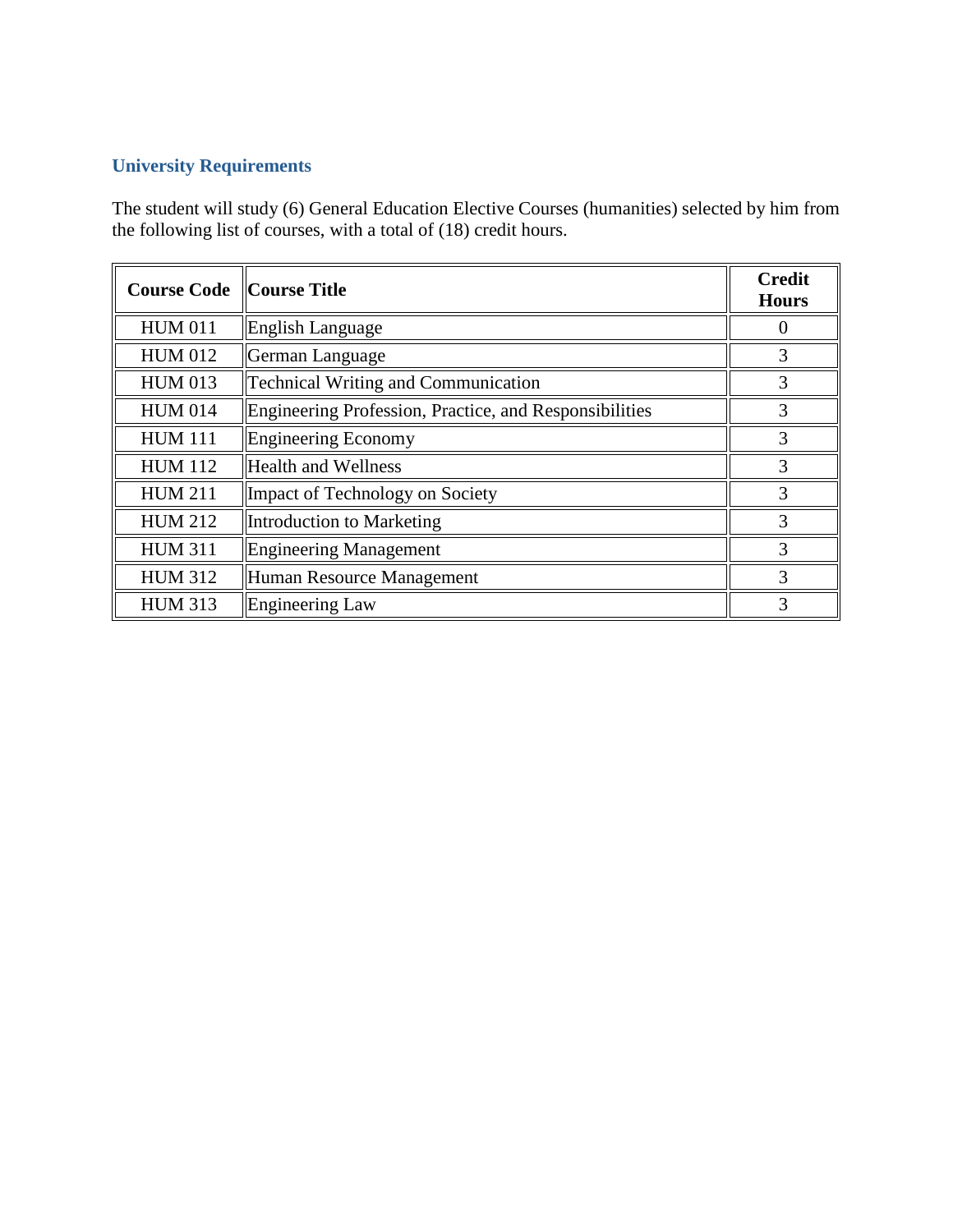### University Requirements

The student will study (6) General Education Elective Courses (humanities) selected by him from the following list of courses, with a total of (18) credit hours.

| Course Code | Course Title | Credit Hours |
|---|---|---|
| HUM 011 | English Language | 0 |
| HUM 012 | German Language | 3 |
| HUM 013 | Technical Writing and Communication | 3 |
| HUM 014 | Engineering Profession, Practice, and Responsibilities | 3 |
| HUM 111 | Engineering Economy | 3 |
| HUM 112 | Health and Wellness | 3 |
| HUM 211 | Impact of Technology on Society | 3 |
| HUM 212 | Introduction to Marketing | 3 |
| HUM 311 | Engineering Management | 3 |
| HUM 312 | Human Resource Management | 3 |
| HUM 313 | Engineering Law | 3 |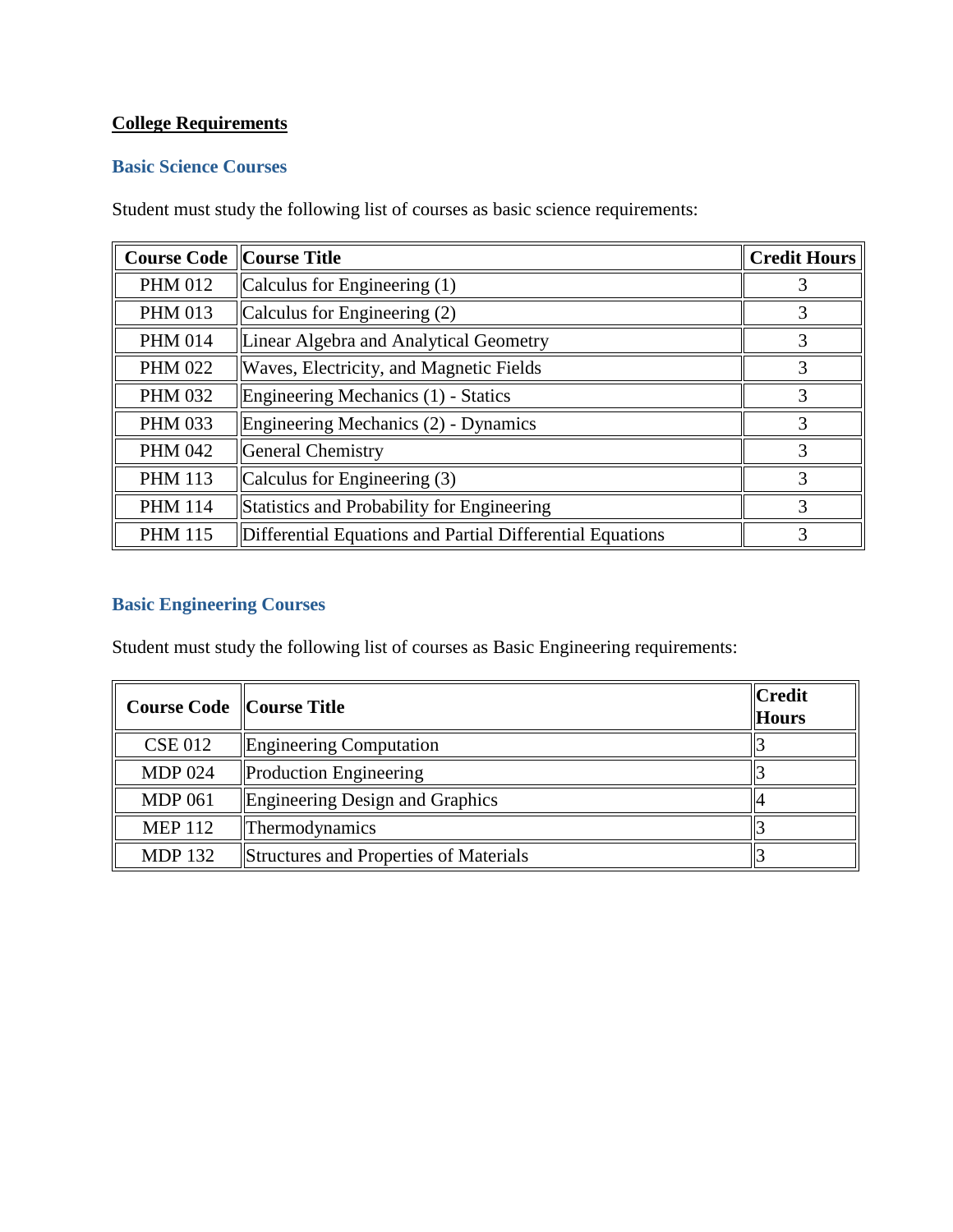**College Requirements**

### Basic Science Courses

Student must study the following list of courses as basic science requirements:

| Course Code | Course Title | Credit Hours |
|---|---|---|
| PHM 012 | Calculus for Engineering (1) | 3 |
| PHM 013 | Calculus for Engineering (2) | 3 |
| PHM 014 | Linear Algebra and Analytical Geometry | 3 |
| PHM 022 | Waves, Electricity, and Magnetic Fields | 3 |
| PHM 032 | Engineering Mechanics (1) - Statics | 3 |
| PHM 033 | Engineering Mechanics (2) - Dynamics | 3 |
| PHM 042 | General Chemistry | 3 |
| PHM 113 | Calculus for Engineering (3) | 3 |
| PHM 114 | Statistics and Probability for Engineering | 3 |
| PHM 115 | Differential Equations and Partial Differential Equations | 3 |

### Basic Engineering Courses

Student must study the following list of courses as Basic Engineering requirements:

| Course Code | Course Title | Credit Hours |
|---|---|---|
| CSE 012 | Engineering Computation | 3 |
| MDP 024 | Production Engineering | 3 |
| MDP 061 | Engineering Design and Graphics | 4 |
| MEP 112 | Thermodynamics | 3 |
| MDP 132 | Structures and Properties of Materials | 3 |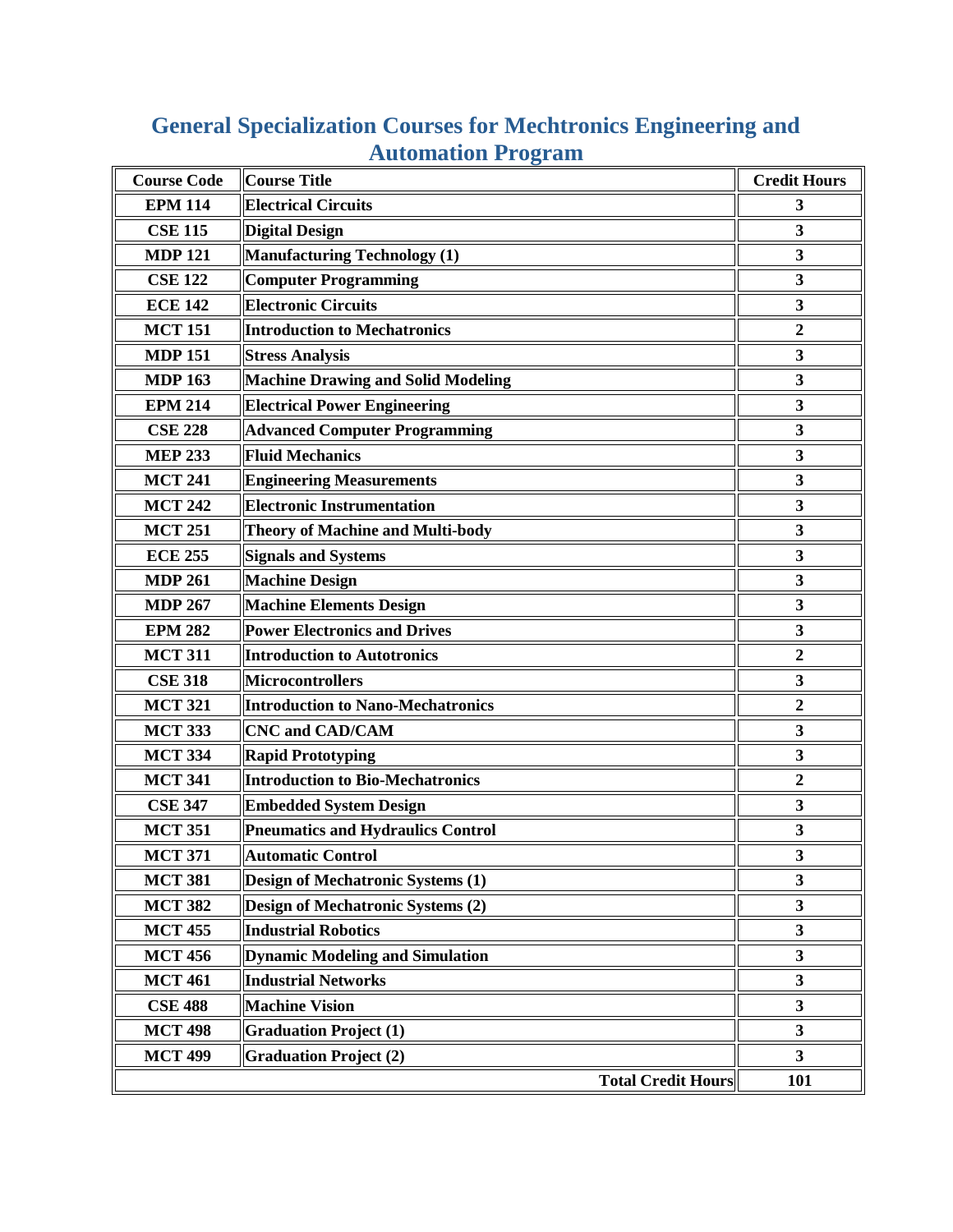## General Specialization Courses for Mechtronics Engineering and Automation Program

| Course Code | Course Title | Credit Hours |
|---|---|---|
| EPM 114 | Electrical Circuits | 3 |
| CSE 115 | Digital Design | 3 |
| MDP 121 | Manufacturing Technology (1) | 3 |
| CSE 122 | Computer Programming | 3 |
| ECE 142 | Electronic Circuits | 3 |
| MCT 151 | Introduction to Mechatronics | 2 |
| MDP 151 | Stress Analysis | 3 |
| MDP 163 | Machine Drawing and Solid Modeling | 3 |
| EPM 214 | Electrical Power Engineering | 3 |
| CSE 228 | Advanced Computer Programming | 3 |
| MEP 233 | Fluid Mechanics | 3 |
| MCT 241 | Engineering Measurements | 3 |
| MCT 242 | Electronic Instrumentation | 3 |
| MCT 251 | Theory of Machine and Multi-body | 3 |
| ECE 255 | Signals and Systems | 3 |
| MDP 261 | Machine Design | 3 |
| MDP 267 | Machine Elements Design | 3 |
| EPM 282 | Power Electronics and Drives | 3 |
| MCT 311 | Introduction to Autotronics | 2 |
| CSE 318 | Microcontrollers | 3 |
| MCT 321 | Introduction to Nano-Mechatronics | 2 |
| MCT 333 | CNC and CAD/CAM | 3 |
| MCT 334 | Rapid Prototyping | 3 |
| MCT 341 | Introduction to Bio-Mechatronics | 2 |
| CSE 347 | Embedded System Design | 3 |
| MCT 351 | Pneumatics and Hydraulics Control | 3 |
| MCT 371 | Automatic Control | 3 |
| MCT 381 | Design of Mechatronic Systems (1) | 3 |
| MCT 382 | Design of Mechatronic Systems (2) | 3 |
| MCT 455 | Industrial Robotics | 3 |
| MCT 456 | Dynamic Modeling and Simulation | 3 |
| MCT 461 | Industrial Networks | 3 |
| CSE 488 | Machine Vision | 3 |
| MCT 498 | Graduation Project (1) | 3 |
| MCT 499 | Graduation Project (2) | 3 |
| | Total Credit Hours | 101 |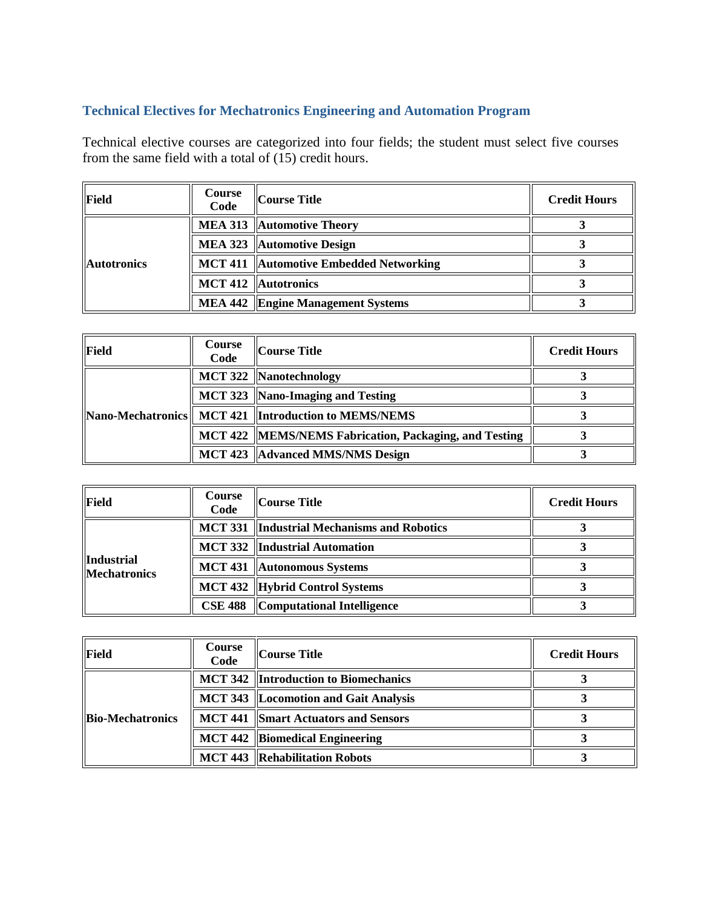### Technical Electives for Mechatronics Engineering and Automation Program

Technical elective courses are categorized into four fields; the student must select five courses from the same field with a total of (15) credit hours.

| Field | Course Code | Course Title | Credit Hours |
|---|---|---|---|
| Autotronics | MEA 313 | Automotive Theory | 3 |
| | MEA 323 | Automotive Design | 3 |
| | MCT 411 | Automotive Embedded Networking | 3 |
| | MCT 412 | Autotronics | 3 |
| | MEA 442 | Engine Management Systems | 3 |

| Field | Course Code | Course Title | Credit Hours |
|---|---|---|---|
| Nano-Mechatronics | MCT 322 | Nanotechnology | 3 |
| | MCT 323 | Nano-Imaging and Testing | 3 |
| | MCT 421 | Introduction to MEMS/NEMS | 3 |
| | MCT 422 | MEMS/NEMS Fabrication, Packaging, and Testing | 3 |
| | MCT 423 | Advanced MMS/NMS Design | 3 |

| Field | Course Code | Course Title | Credit Hours |
|---|---|---|---|
| Industrial Mechatronics | MCT 331 | Industrial Mechanisms and Robotics | 3 |
| | MCT 332 | Industrial Automation | 3 |
| | MCT 431 | Autonomous Systems | 3 |
| | MCT 432 | Hybrid Control Systems | 3 |
| | CSE 488 | Computational Intelligence | 3 |

| Field | Course Code | Course Title | Credit Hours |
|---|---|---|---|
| Bio-Mechatronics | MCT 342 | Introduction to Biomechanics | 3 |
| | MCT 343 | Locomotion and Gait Analysis | 3 |
| | MCT 441 | Smart Actuators and Sensors | 3 |
| | MCT 442 | Biomedical Engineering | 3 |
| | MCT 443 | Rehabilitation Robots | 3 |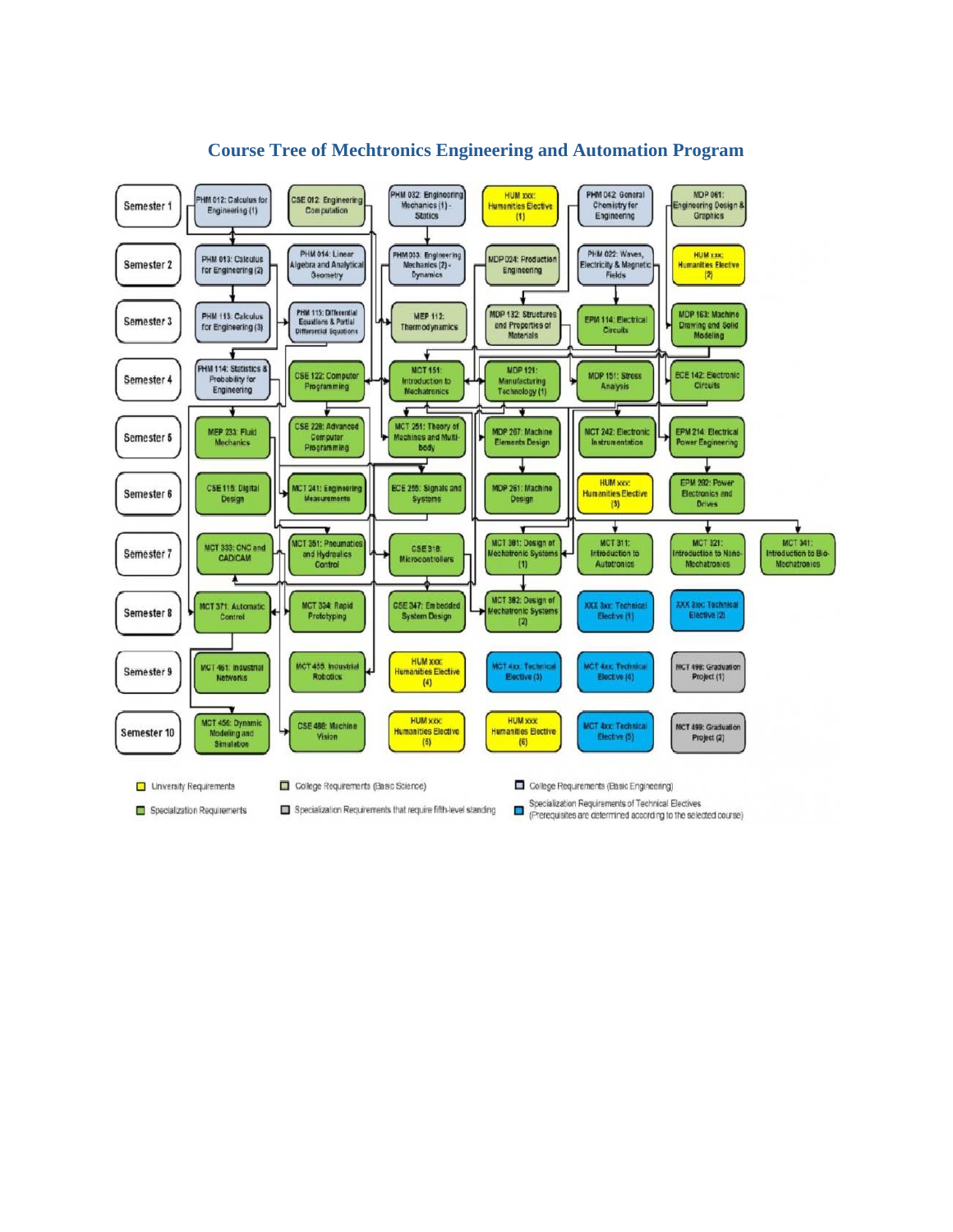## Course Tree of Mechtronics Engineering and Automation Program

Semester 1
PHM 012: Calculus for Engineering (1)
CSE 012: Engineering Computation
PHM 032: Engineering Mechanics (1) - Statics
HUM xxx: Humanities Elective (1)
PHM 042: General Chemistry for Engineering
MDP 061: Engineering Design & Graphics

Semester 2
PHM 013: Calculus for Engineering (2)
PHM 014: Linear Algebra and Analytical Geometry
PHM 033: Engineering Mechanics (2) - Dynamics
MDP 024: Production Engineering
PHM 022: Waves, Electricity & Magnetic Fields
HUM xxx: Humanities Elective (2)

Semester 3
PHM 113: Calculus for Engineering (3)
PHM 115: Differential Equations & Partial Differential Equations
MEP 112: Thermodynamics
MDP 132: Structures and Properties of Materials
EPM 114: Electrical Circuits
MDP 163: Machine Drawing and Solid Modeling

Semester 4
PHM 114: Statistics & Probability for Engineering
CSE 122: Computer Programming
MCT 151: Introduction to Mechatronics
MDP 121: Manufacturing Technology (1)
MDP 151: Stress Analysis
ECE 142: Electronic Circuits

Semester 5
MEP 233: Fluid Mechanics
CSE 228: Advanced Computer Programming
MCT 251: Theory of Machines and Multi-body
MDP 267: Machine Elements Design
MCT 242: Electronic Instrumentation
EPM 214: Electrical Power Engineering

Semester 6
CSE 115: Digital Design
MCT 241: Engineering Measurements
ECE 255: Signals and Systems
MDP 261: Machine Design
HUM xxx: Humanities Elective (3)
EPM 202: Power Electronics and Drives

Semester 7
MCT 333: CNC and CAD/CAM
MCT 351: Pneumatics and Hydraulics Control
CSE 318: Microcontrollers
MCT 381: Design of Mechatronic Systems (1)
MCT 311: Introduction to Autotronics
MCT 321: Introduction to Nano-Mechatronics
MCT 341: Introduction to Bio-Mechatronics

Semester 8
MCT 371: Automatic Control
MCT 334: Rapid Prototyping
CSE 347: Embedded System Design
MCT 382: Design of Mechatronic Systems (2)
XXX 3xx: Technical Elective (1)
XXX 3xx: Technical Elective (2)

Semester 9
MCT 461: Industrial Networks
MCT 455: Industrial Robotics
HUM xxx: Humanities Elective (4)
MCT 4xx: Technical Elective (3)
MCT 4xx: Technical Elective (4)
MCT 498: Graduation Project (1)

Semester 10
MCT 456: Dynamic Modeling and Simulation
CSE 488: Machine Vision
HUM xxx: Humanities Elective (5)
HUM xxx: Humanities Elective (6)
MCT 4xx: Technical Elective (5)
MCT 499: Graduation Project (2)

University Requirements
College Requirements (Basic Science)
College Requirements (Basic Engineering)
Specialization Requirements
Specialization Requirements that require fifth-level standing
Specialization Requirements of Technical Electives (Prerequisites are determined according to the selected course)